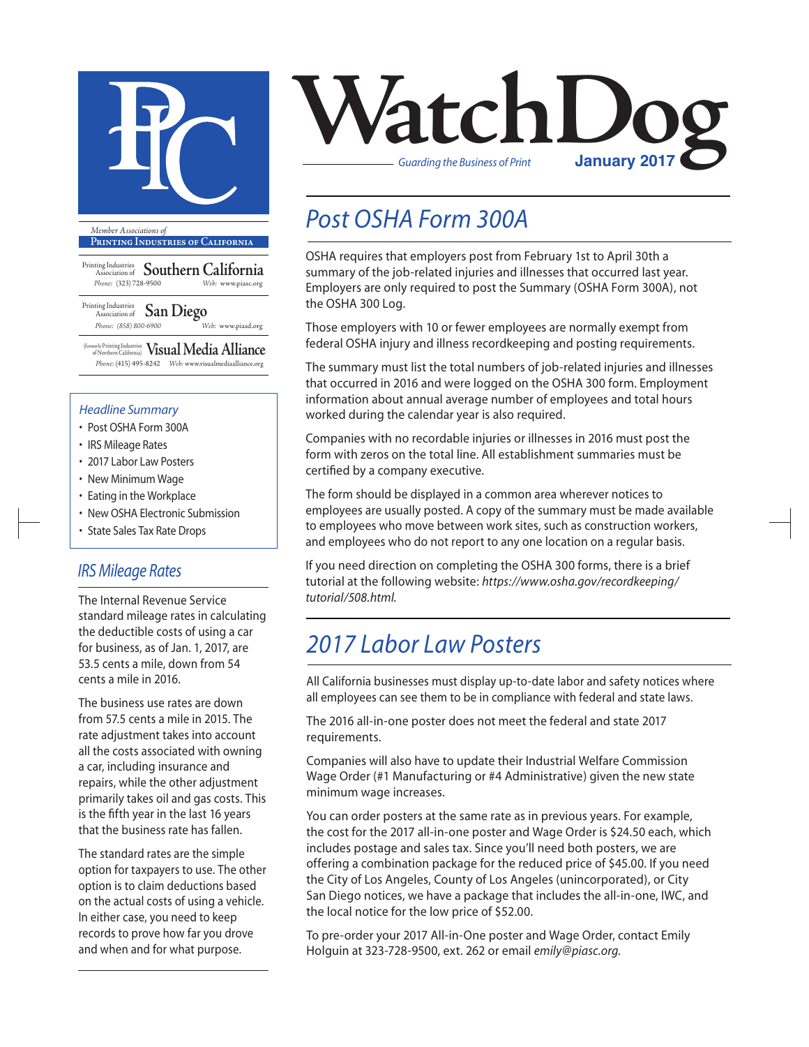# WatchDog

*Guarding the Business of Print*

**January 2017**

*Member Associations of*

**Printing Industries of California**

Printing Industries Association of **Southern California**
*Phone:* (323) 728-9500 *Web:* www.piasc.org

Printing Industries Association of **San Diego**
*Phone:* (858) 800-6900 *Web:* www.piasd.org

(formerly Printing Industries of Northern California) **Visual Media Alliance**
*Phone:* (415) 495-8242 *Web:* www.visualmediaalliance.org

### *Headline Summary*

- Post OSHA Form 300A
- IRS Mileage Rates
- 2017 Labor Law Posters
- New Minimum Wage
- Eating in the Workplace
- New OSHA Electronic Submission
- State Sales Tax Rate Drops

## *IRS Mileage Rates*

The Internal Revenue Service standard mileage rates in calculating the deductible costs of using a car for business, as of Jan. 1, 2017, are 53.5 cents a mile, down from 54 cents a mile in 2016.

The business use rates are down from 57.5 cents a mile in 2015. The rate adjustment takes into account all the costs associated with owning a car, including insurance and repairs, while the other adjustment primarily takes oil and gas costs. This is the fifth year in the last 16 years that the business rate has fallen.

The standard rates are the simple option for taxpayers to use. The other option is to claim deductions based on the actual costs of using a vehicle. In either case, you need to keep records to prove how far you drove and when and for what purpose.

## *Post OSHA Form 300A*

OSHA requires that employers post from February 1st to April 30th a summary of the job-related injuries and illnesses that occurred last year. Employers are only required to post the Summary (OSHA Form 300A), not the OSHA 300 Log.

Those employers with 10 or fewer employees are normally exempt from federal OSHA injury and illness recordkeeping and posting requirements.

The summary must list the total numbers of job-related injuries and illnesses that occurred in 2016 and were logged on the OSHA 300 form. Employment information about annual average number of employees and total hours worked during the calendar year is also required.

Companies with no recordable injuries or illnesses in 2016 must post the form with zeros on the total line. All establishment summaries must be certified by a company executive.

The form should be displayed in a common area wherever notices to employees are usually posted. A copy of the summary must be made available to employees who move between work sites, such as construction workers, and employees who do not report to any one location on a regular basis.

If you need direction on completing the OSHA 300 forms, there is a brief tutorial at the following website: *https://www.osha.gov/recordkeeping/tutorial/508.html.*

## *2017 Labor Law Posters*

All California businesses must display up-to-date labor and safety notices where all employees can see them to be in compliance with federal and state laws.

The 2016 all-in-one poster does not meet the federal and state 2017 requirements.

Companies will also have to update their Industrial Welfare Commission Wage Order (#1 Manufacturing or #4 Administrative) given the new state minimum wage increases.

You can order posters at the same rate as in previous years. For example, the cost for the 2017 all-in-one poster and Wage Order is $24.50 each, which includes postage and sales tax. Since you'll need both posters, we are offering a combination package for the reduced price of $45.00. If you need the City of Los Angeles, County of Los Angeles (unincorporated), or City San Diego notices, we have a package that includes the all-in-one, IWC, and the local notice for the low price of $52.00.

To pre-order your 2017 All-in-One poster and Wage Order, contact Emily Holguin at 323-728-9500, ext. 262 or email *emily@piasc.org.*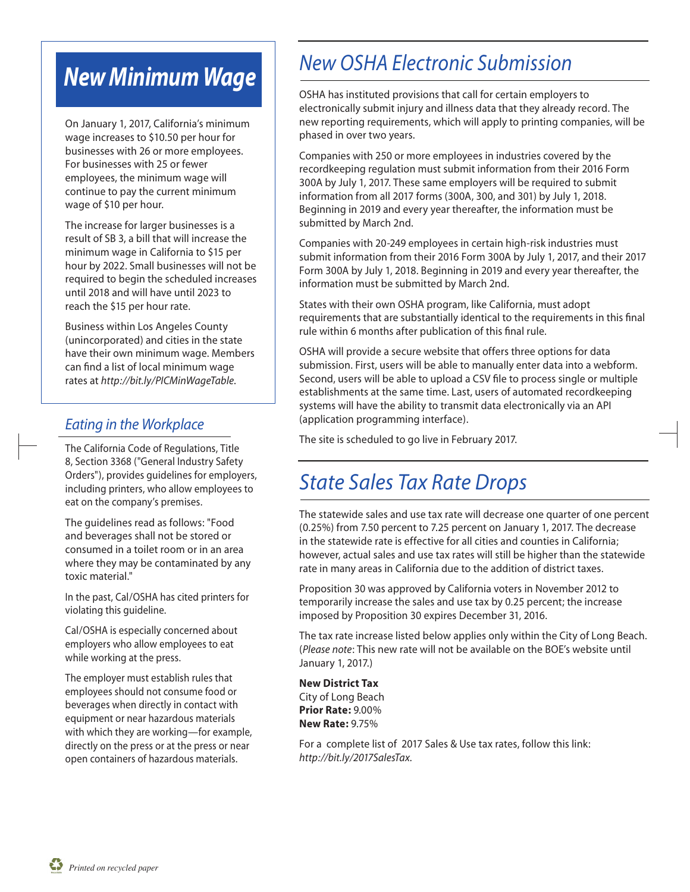# New Minimum Wage

On January 1, 2017, California's minimum wage increases to $10.50 per hour for businesses with 26 or more employees. For businesses with 25 or fewer employees, the minimum wage will continue to pay the current minimum wage of $10 per hour.

The increase for larger businesses is a result of SB 3, a bill that will increase the minimum wage in California to $15 per hour by 2022. Small businesses will not be required to begin the scheduled increases until 2018 and will have until 2023 to reach the $15 per hour rate.

Business within Los Angeles County (unincorporated) and cities in the state have their own minimum wage. Members can find a list of local minimum wage rates at *http://bit.ly/PICMinWageTable*.

## Eating in the Workplace

The California Code of Regulations, Title 8, Section 3368 ("General Industry Safety Orders"), provides guidelines for employers, including printers, who allow employees to eat on the company's premises.

The guidelines read as follows: "Food and beverages shall not be stored or consumed in a toilet room or in an area where they may be contaminated by any toxic material."

In the past, Cal/OSHA has cited printers for violating this guideline.

Cal/OSHA is especially concerned about employers who allow employees to eat while working at the press.

The employer must establish rules that employees should not consume food or beverages when directly in contact with equipment or near hazardous materials with which they are working—for example, directly on the press or at the press or near open containers of hazardous materials.

# New OSHA Electronic Submission

OSHA has instituted provisions that call for certain employers to electronically submit injury and illness data that they already record. The new reporting requirements, which will apply to printing companies, will be phased in over two years.

Companies with 250 or more employees in industries covered by the recordkeeping regulation must submit information from their 2016 Form 300A by July 1, 2017. These same employers will be required to submit information from all 2017 forms (300A, 300, and 301) by July 1, 2018. Beginning in 2019 and every year thereafter, the information must be submitted by March 2nd.

Companies with 20-249 employees in certain high-risk industries must submit information from their 2016 Form 300A by July 1, 2017, and their 2017 Form 300A by July 1, 2018. Beginning in 2019 and every year thereafter, the information must be submitted by March 2nd.

States with their own OSHA program, like California, must adopt requirements that are substantially identical to the requirements in this final rule within 6 months after publication of this final rule.

OSHA will provide a secure website that offers three options for data submission. First, users will be able to manually enter data into a webform. Second, users will be able to upload a CSV file to process single or multiple establishments at the same time. Last, users of automated recordkeeping systems will have the ability to transmit data electronically via an API (application programming interface).

The site is scheduled to go live in February 2017.

# State Sales Tax Rate Drops

The statewide sales and use tax rate will decrease one quarter of one percent (0.25%) from 7.50 percent to 7.25 percent on January 1, 2017. The decrease in the statewide rate is effective for all cities and counties in California; however, actual sales and use tax rates will still be higher than the statewide rate in many areas in California due to the addition of district taxes.

Proposition 30 was approved by California voters in November 2012 to temporarily increase the sales and use tax by 0.25 percent; the increase imposed by Proposition 30 expires December 31, 2016.

The tax rate increase listed below applies only within the City of Long Beach. (*Please note*: This new rate will not be available on the BOE's website until January 1, 2017.)

**New District Tax**
City of Long Beach
**Prior Rate:** 9.00%
**New Rate:** 9.75%

For a complete list of 2017 Sales & Use tax rates, follow this link: *http://bit.ly/2017SalesTax.*

*Printed on recycled paper*